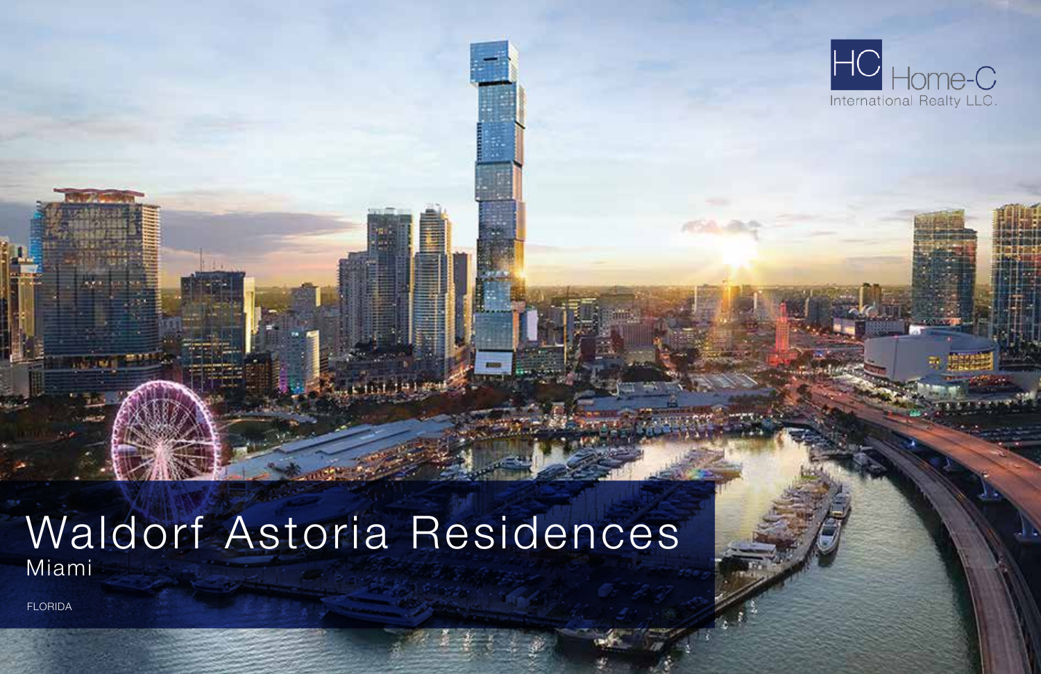HC Home-C
International Realty LLC.

# Waldorf Astoria Residences

## Miami

FLORIDA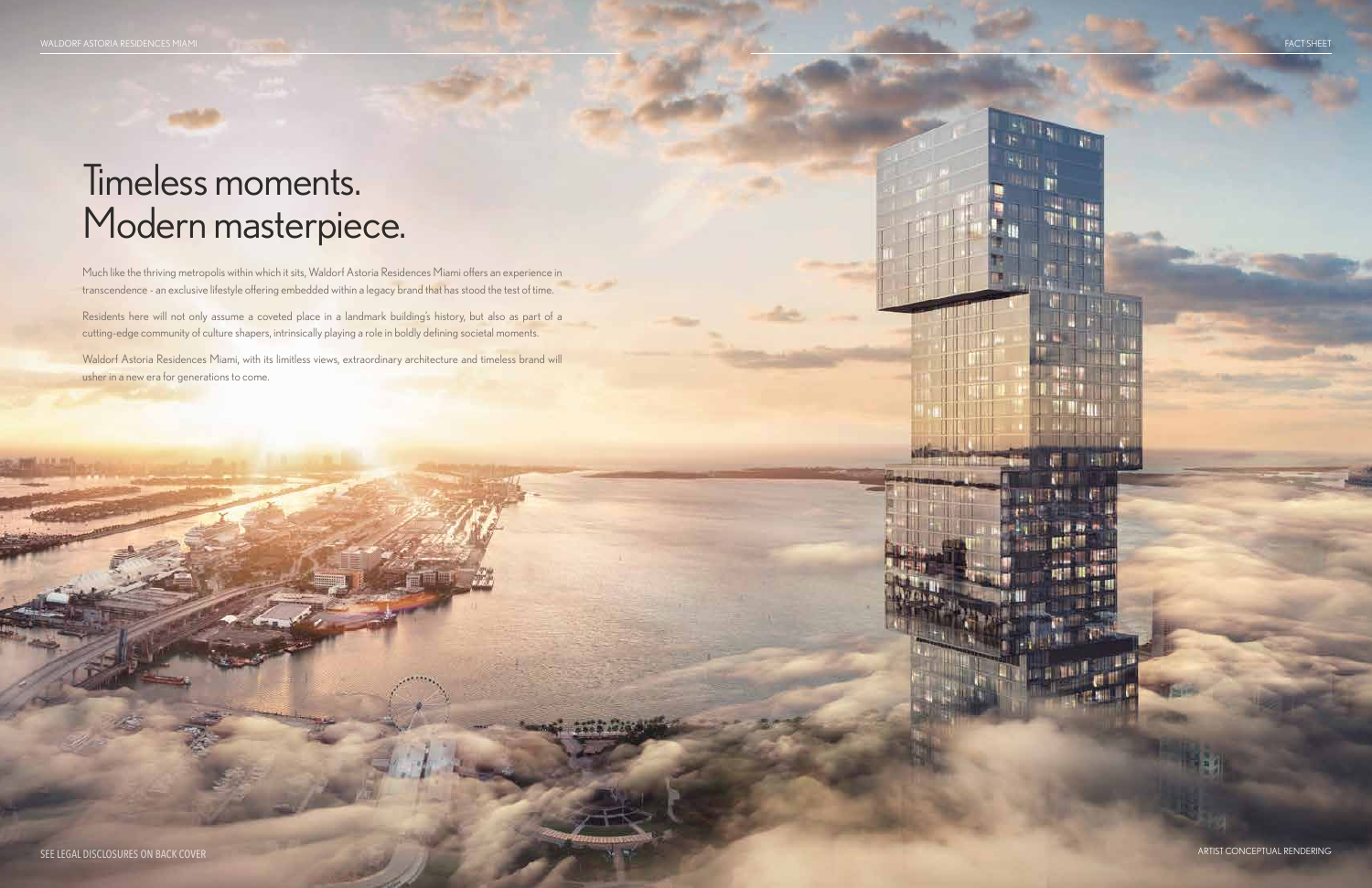# Timeless moments.
# Modern masterpiece.

Much like the thriving metropolis within which it sits, Waldorf Astoria Residences Miami offers an experience in transcendence - an exclusive lifestyle offering embedded within a legacy brand that has stood the test of time.

Residents here will not only assume a coveted place in a landmark building's history, but also as part of a cutting-edge community of culture shapers, intrinsically playing a role in boldly defining societal moments.

Waldorf Astoria Residences Miami, with its limitless views, extraordinary architecture and timeless brand will usher in a new era for generations to come.

SEE LEGAL DISCLOSURES ON BACK COVER

ARTIST CONCEPTUAL RENDERING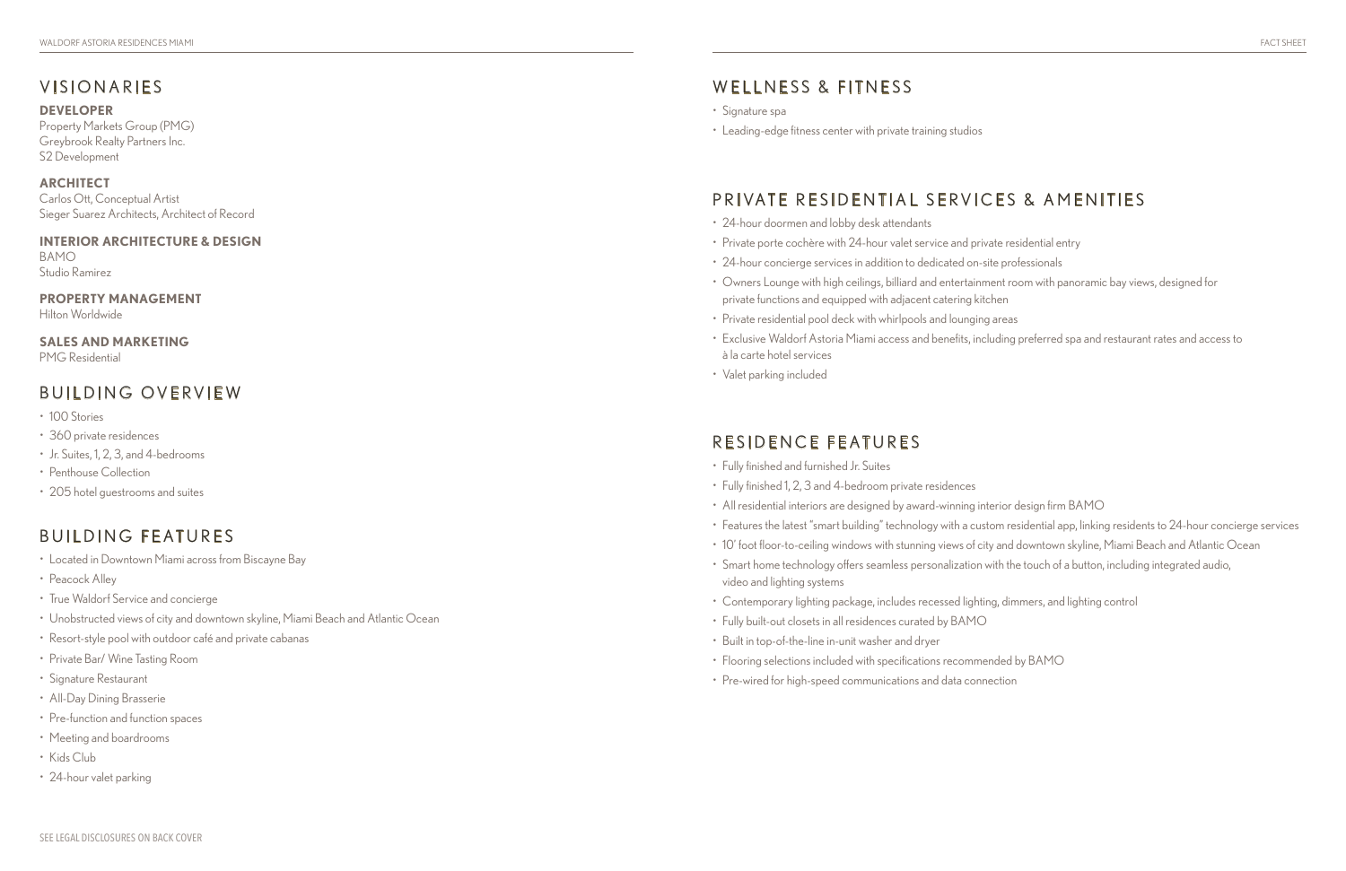## VISIONARIES

**DEVELOPER**
Property Markets Group (PMG)
Greybrook Realty Partners Inc.
S2 Development

**ARCHITECT**
Carlos Ott, Conceptual Artist
Sieger Suarez Architects, Architect of Record

**INTERIOR ARCHITECTURE & DESIGN**
BAMO
Studio Ramirez

**PROPERTY MANAGEMENT**
Hilton Worldwide

**SALES AND MARKETING**
PMG Residential

## BUILDING OVERVIEW

- 100 Stories
- 360 private residences
- Jr. Suites, 1, 2, 3, and 4-bedrooms
- Penthouse Collection
- 205 hotel guestrooms and suites

## BUILDING FEATURES

- Located in Downtown Miami across from Biscayne Bay
- Peacock Alley
- True Waldorf Service and concierge
- Unobstructed views of city and downtown skyline, Miami Beach and Atlantic Ocean
- Resort-style pool with outdoor café and private cabanas
- Private Bar/ Wine Tasting Room
- Signature Restaurant
- All-Day Dining Brasserie
- Pre-function and function spaces
- Meeting and boardrooms
- Kids Club
- 24-hour valet parking

SEE LEGAL DISCLOSURES ON BACK COVER

## WELLNESS & FITNESS

- Signature spa
- Leading-edge fitness center with private training studios

## PRIVATE RESIDENTIAL SERVICES & AMENITIES

- 24-hour doormen and lobby desk attendants
- Private porte cochère with 24-hour valet service and private residential entry
- 24-hour concierge services in addition to dedicated on-site professionals
- Owners Lounge with high ceilings, billiard and entertainment room with panoramic bay views, designed for private functions and equipped with adjacent catering kitchen
- Private residential pool deck with whirlpools and lounging areas
- Exclusive Waldorf Astoria Miami access and benefits, including preferred spa and restaurant rates and access to à la carte hotel services
- Valet parking included

## RESIDENCE FEATURES

- Fully finished and furnished Jr. Suites
- Fully finished 1, 2, 3 and 4-bedroom private residences
- All residential interiors are designed by award-winning interior design firm BAMO
- Features the latest "smart building" technology with a custom residential app, linking residents to 24-hour concierge services
- 10' foot floor-to-ceiling windows with stunning views of city and downtown skyline, Miami Beach and Atlantic Ocean
- Smart home technology offers seamless personalization with the touch of a button, including integrated audio, video and lighting systems
- Contemporary lighting package, includes recessed lighting, dimmers, and lighting control
- Fully built-out closets in all residences curated by BAMO
- Built in top-of-the-line in-unit washer and dryer
- Flooring selections included with specifications recommended by BAMO
- Pre-wired for high-speed communications and data connection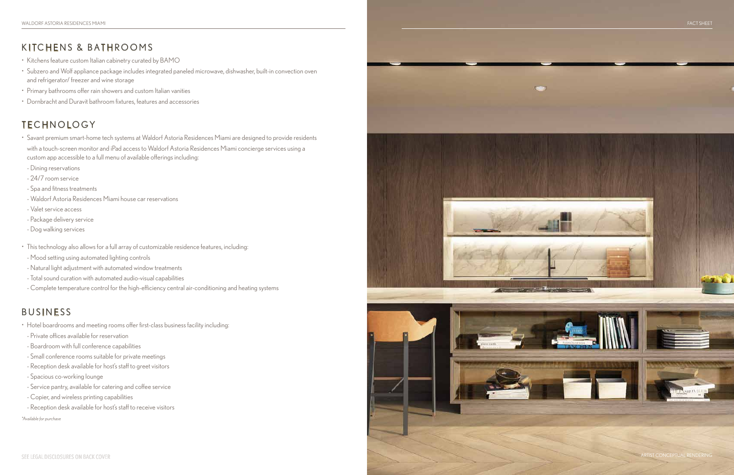## KITCHENS & BATHROOMS

- Kitchens feature custom Italian cabinetry curated by BAMO
- Subzero and Wolf appliance package includes integrated paneled microwave, dishwasher, built-in convection oven and refrigerator/ freezer and wine storage
- Primary bathrooms offer rain showers and custom Italian vanities
- Dornbracht and Duravit bathroom fixtures, features and accessories

## TECHNOLOGY

- Savant premium smart-home tech systems at Waldorf Astoria Residences Miami are designed to provide residents with a touch-screen monitor and iPad access to Waldorf Astoria Residences Miami concierge services using a custom app accessible to a full menu of available offerings including:
  - Dining reservations
  - 24/7 room service
  - Spa and fitness treatments
  - Waldorf Astoria Residences Miami house car reservations
  - Valet service access
  - Package delivery service
  - Dog walking services
- This technology also allows for a full array of customizable residence features, including:
  - Mood setting using automated lighting controls
  - Natural light adjustment with automated window treatments
  - Total sound curation with automated audio-visual capabilities
  - Complete temperature control for the high-efficiency central air-conditioning and heating systems

## BUSINESS

- Hotel boardrooms and meeting rooms offer first-class business facility including:
  - Private offices available for reservation
  - Boardroom with full conference capabilities
  - Small conference rooms suitable for private meetings
  - Reception desk available for host's staff to greet visitors
  - Spacious co-working lounge
  - Service pantry, available for catering and coffee service
  - Copier, and wireless printing capabilities
  - Reception desk available for host's staff to receive visitors

*\*Available for purchase*

SEE LEGAL DISCLOSURES ON BACK COVER

ARTIST CONCEPTUAL RENDERING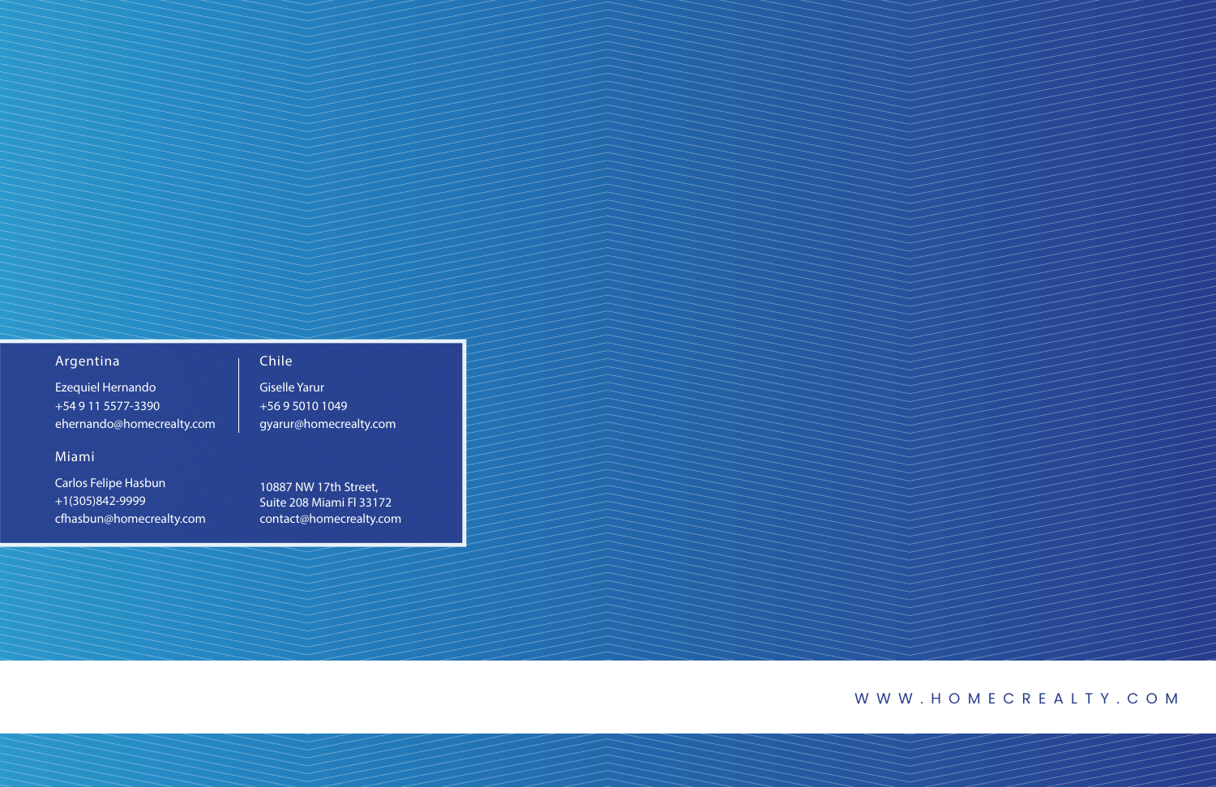## Argentina

Ezequiel Hernando
+54 9 11 5577-3390
ehernando@homecrealty.com

## Chile

Giselle Yarur
+56 9 5010 1049
gyarur@homecrealty.com

## Miami

Carlos Felipe Hasbun
+1(305)842-9999
cfhasbun@homecrealty.com

10887 NW 17th Street,
Suite 208 Miami Fl 33172
contact@homecrealty.com

WWW.HOMECREALTY.COM